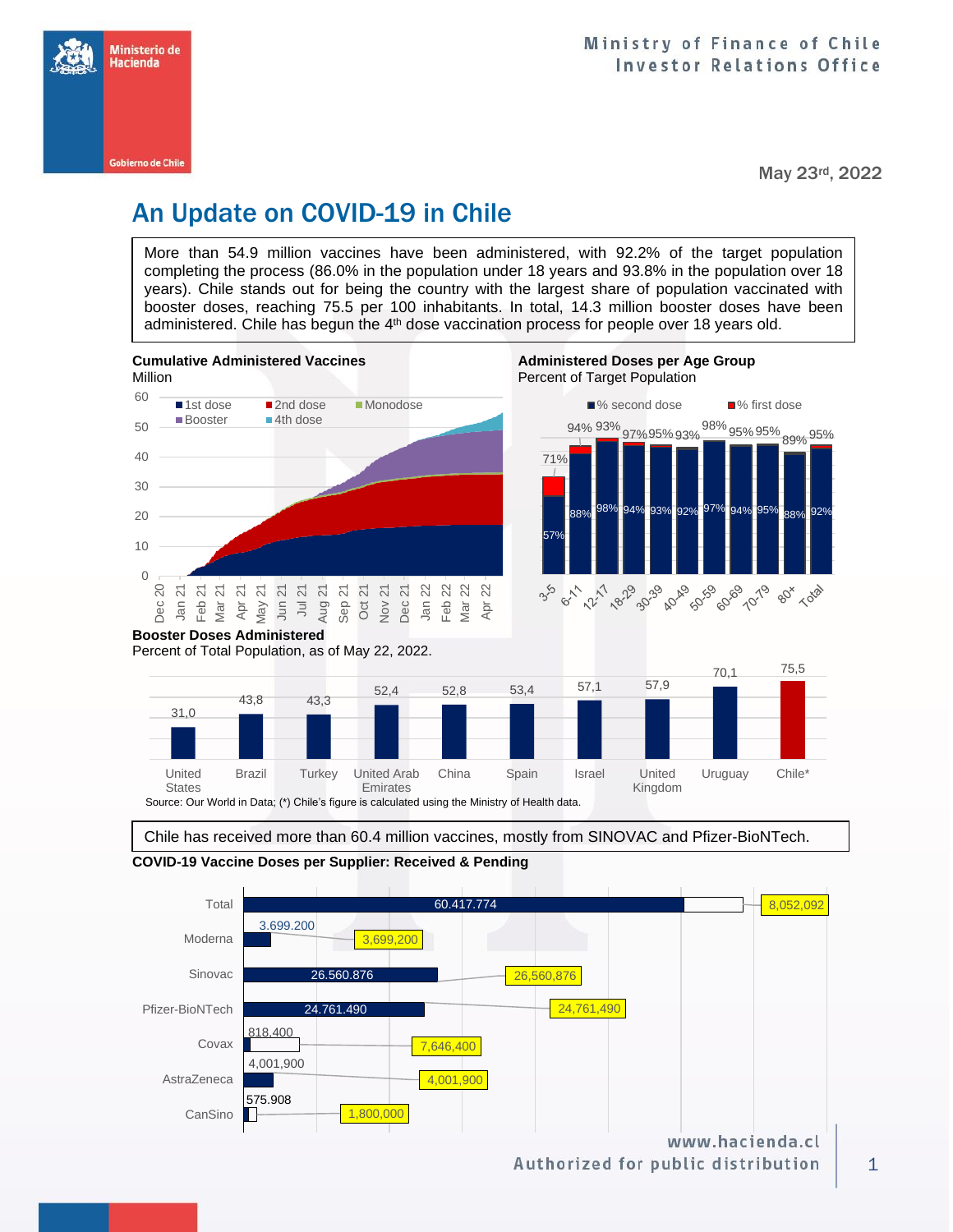Ministry of Finance of Chile
Investor Relations Office

May 23rd, 2022

# An Update on COVID-19 in Chile

More than 54.9 million vaccines have been administered, with 92.2% of the target population completing the process (86.0% in the population under 18 years and 93.8% in the population over 18 years). Chile stands out for being the country with the largest share of population vaccinated with booster doses, reaching 75.5 per 100 inhabitants. In total, 14.3 million booster doses have been administered. Chile has begun the 4th dose vaccination process for people over 18 years old.

**Cumulative Administered Vaccines**
Million

**Administered Doses per Age Group**
Percent of Target Population

| Age group | % second dose | % first dose |
|---|---|---|
| 3-5 | 57% | 71% |
| 6-11 | 88% | 94% |
| 12-17 | 98% | 93% |
| 18-29 | 94% | 97% |
| 30-39 | 93% | 95% |
| 40-49 | 92% | 93% |
| 50-59 | 97% | 98% |
| 60-69 | 94% | 95% |
| 70-79 | 95% | 95% |
| 80+ | 88% | 89% |
| Total | 92% | 95% |

**Booster Doses Administered**
Percent of Total Population, as of May 22, 2022.

| Country | Booster doses |
|---|---|
| United States | 31,0 |
| Brazil | 43,8 |
| Turkey | 43,3 |
| United Arab Emirates | 52,4 |
| China | 52,8 |
| Spain | 53,4 |
| Israel | 57,1 |
| United Kingdom | 57,9 |
| Uruguay | 70,1 |
| Chile* | 75,5 |

Source: Our World in Data; (*) Chile's figure is calculated using the Ministry of Health data.

Chile has received more than 60.4 million vaccines, mostly from SINOVAC and Pfizer-BioNTech.

**COVID-19 Vaccine Doses per Supplier: Received & Pending**

| Supplier | Received | Total |
|---|---|---|
| Total | 60.417.774 | 8,052,092 |
| Moderna | 3.699.200 | 3,699,200 |
| Sinovac | 26.560.876 | 26,560,876 |
| Pfizer-BioNTech | 24.761.490 | 24,761,490 |
| Covax | 818,400 | 7,646,400 |
| AstraZeneca | 4,001,900 | 4,001,900 |
| CanSino | 575.908 | 1,800,000 |

www.hacienda.cl
Authorized for public distribution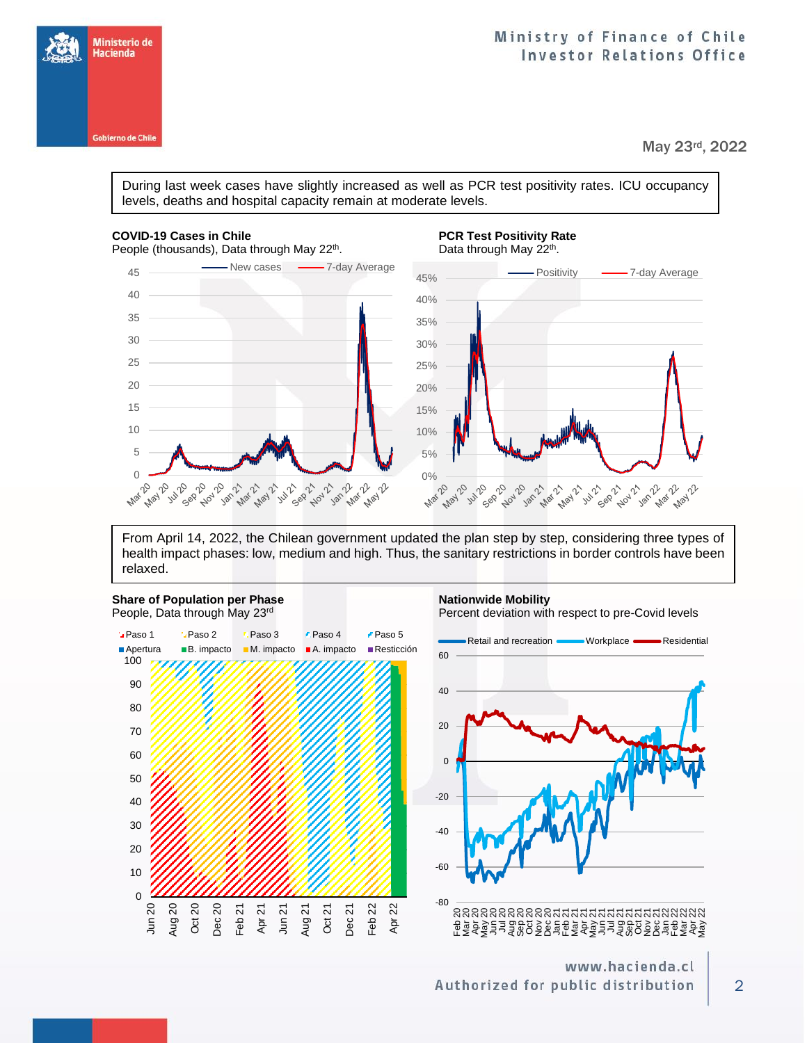May 23rd, 2022

During last week cases have slightly increased as well as PCR test positivity rates. ICU occupancy levels, deaths and hospital capacity remain at moderate levels.

**COVID-19 Cases in Chile**
People (thousands), Data through May 22th.

**PCR Test Positivity Rate**
Data through May 22th.

From April 14, 2022, the Chilean government updated the plan step by step, considering three types of health impact phases: low, medium and high. Thus, the sanitary restrictions in border controls have been relaxed.

**Share of Population per Phase**
People, Data through May 23rd

**Nationwide Mobility**
Percent deviation with respect to pre-Covid levels

www.hacienda.cl
Authorized for public distribution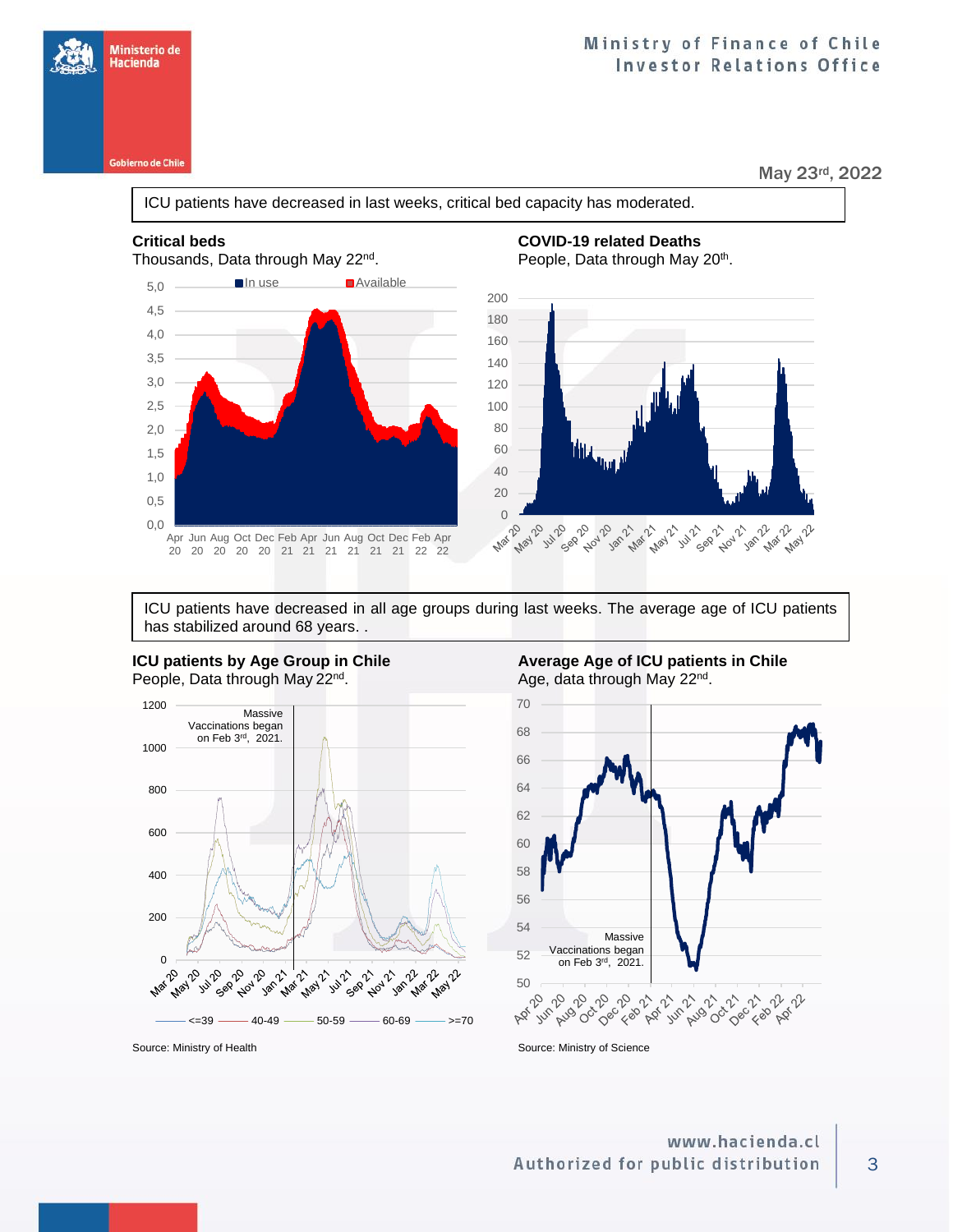May 23rd, 2022

ICU patients have decreased in last weeks, critical bed capacity has moderated.

**Critical beds**
Thousands, Data through May 22nd.

In use
Available

5,0
4,5
4,0
3,5
3,0
2,5
2,0
1,5
1,0
0,5
0,0

Apr 20 Jun 20 Aug 20 Oct 20 Dec 20 Feb 21 Apr 21 Jun 21 Aug 21 Oct 21 Dec 21 Feb 22 Apr 22

**COVID-19 related Deaths**
People, Data through May 20th.

200
180
160
140
120
100
80
60
40
20
0

Mar 20 May 20 Jul 20 Sep 20 Nov 20 Jan 21 Mar 21 May 21 Jul 21 Sep 21 Nov 21 Jan 22 Mar 22 May 22

ICU patients have decreased in all age groups during last weeks. The average age of ICU patients has stabilized around 68 years. .

**ICU patients by Age Group in Chile**
People, Data through May 22nd.

1200
1000
800
600
400
200
0

Massive Vaccinations began on Feb 3rd, 2021.

Mar 20 May 20 Jul 20 Sep 20 Nov 20 Jan 21 Mar 21 May 21 Jul 21 Sep 21 Nov 21 Jan 22 Mar 22 May 22

<=39 40-49 50-59 60-69 >=70

Source: Ministry of Health

**Average Age of ICU patients in Chile**
Age, data through May 22nd.

70
68
66
64
62
60
58
56
54
52
50

Massive Vaccinations began on Feb 3rd, 2021.

Apr 20 Jun 20 Aug 20 Oct 20 Dec 20 Feb 21 Apr 21 Jun 21 Aug 21 Oct 21 Dec 21 Feb 22 Apr 22

Source: Ministry of Science